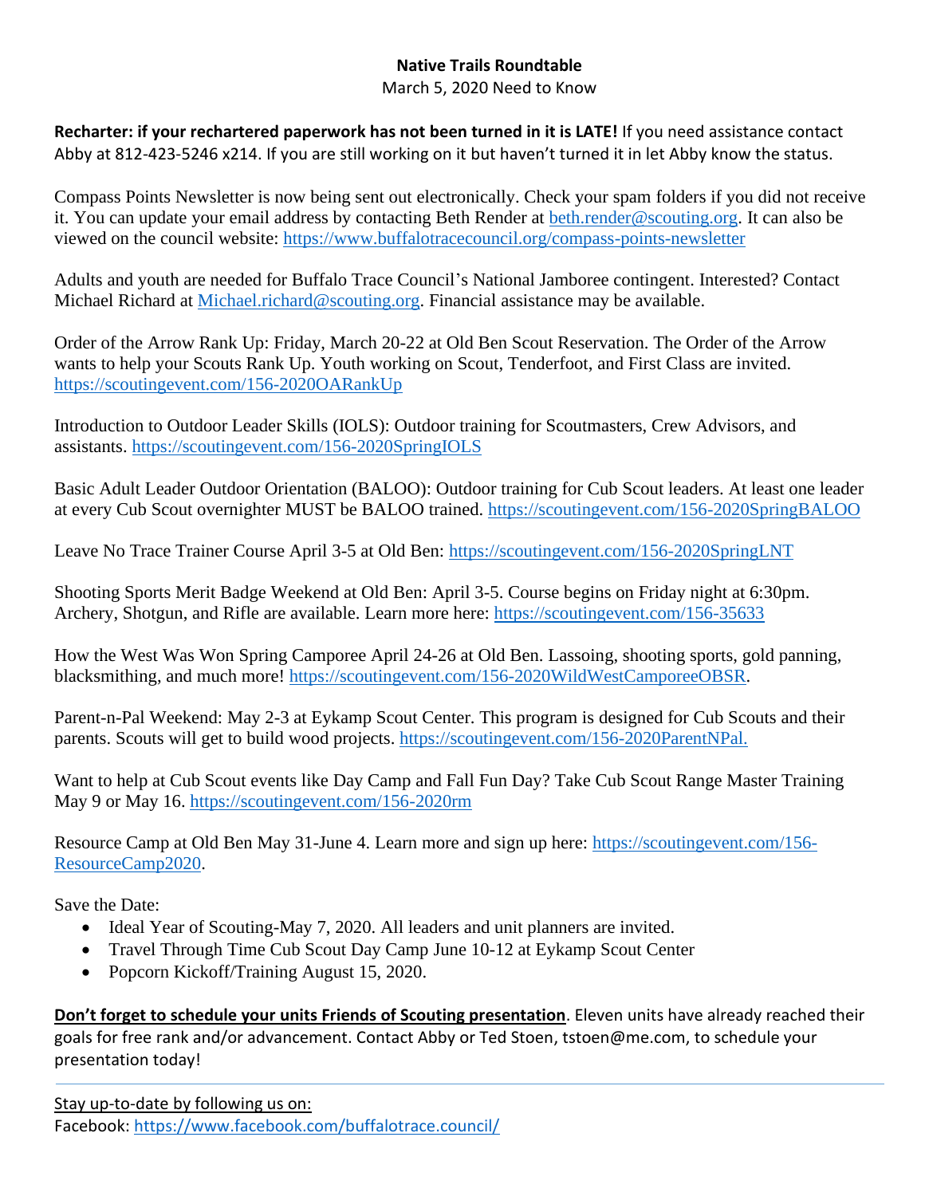**Native Trails Roundtable**

March 5, 2020 Need to Know

**Recharter: if your rechartered paperwork has not been turned in it is LATE!** If you need assistance contact Abby at 812-423-5246 x214. If you are still working on it but haven't turned it in let Abby know the status.

Compass Points Newsletter is now being sent out electronically. Check your spam folders if you did not receive it. You can update your email address by contacting Beth Render at beth.render@scouting.org. It can also be viewed on the council website: https://www.buffalotracecouncil.org/compass-points-newsletter

Adults and youth are needed for Buffalo Trace Council's National Jamboree contingent. Interested? Contact Michael Richard at Michael.richard@scouting.org. Financial assistance may be available.

Order of the Arrow Rank Up: Friday, March 20-22 at Old Ben Scout Reservation. The Order of the Arrow wants to help your Scouts Rank Up. Youth working on Scout, Tenderfoot, and First Class are invited. https://scoutingevent.com/156-2020OARankUp

Introduction to Outdoor Leader Skills (IOLS): Outdoor training for Scoutmasters, Crew Advisors, and assistants. https://scoutingevent.com/156-2020SpringIOLS

Basic Adult Leader Outdoor Orientation (BALOO): Outdoor training for Cub Scout leaders. At least one leader at every Cub Scout overnighter MUST be BALOO trained. https://scoutingevent.com/156-2020SpringBALOO

Leave No Trace Trainer Course April 3-5 at Old Ben: https://scoutingevent.com/156-2020SpringLNT

Shooting Sports Merit Badge Weekend at Old Ben: April 3-5. Course begins on Friday night at 6:30pm. Archery, Shotgun, and Rifle are available. Learn more here: https://scoutingevent.com/156-35633

How the West Was Won Spring Camporee April 24-26 at Old Ben. Lassoing, shooting sports, gold panning, blacksmithing, and much more! https://scoutingevent.com/156-2020WildWestCamporeeOBSR.

Parent-n-Pal Weekend: May 2-3 at Eykamp Scout Center. This program is designed for Cub Scouts and their parents. Scouts will get to build wood projects. https://scoutingevent.com/156-2020ParentNPal.

Want to help at Cub Scout events like Day Camp and Fall Fun Day? Take Cub Scout Range Master Training May 9 or May 16. https://scoutingevent.com/156-2020rm

Resource Camp at Old Ben May 31-June 4. Learn more and sign up here: https://scoutingevent.com/156-ResourceCamp2020.

Save the Date:

- Ideal Year of Scouting-May 7, 2020. All leaders and unit planners are invited.
- Travel Through Time Cub Scout Day Camp June 10-12 at Eykamp Scout Center
- Popcorn Kickoff/Training August 15, 2020.

**Don't forget to schedule your units Friends of Scouting presentation**. Eleven units have already reached their goals for free rank and/or advancement. Contact Abby or Ted Stoen, tstoen@me.com, to schedule your presentation today!

---

Stay up-to-date by following us on:

Facebook: https://www.facebook.com/buffalotrace.council/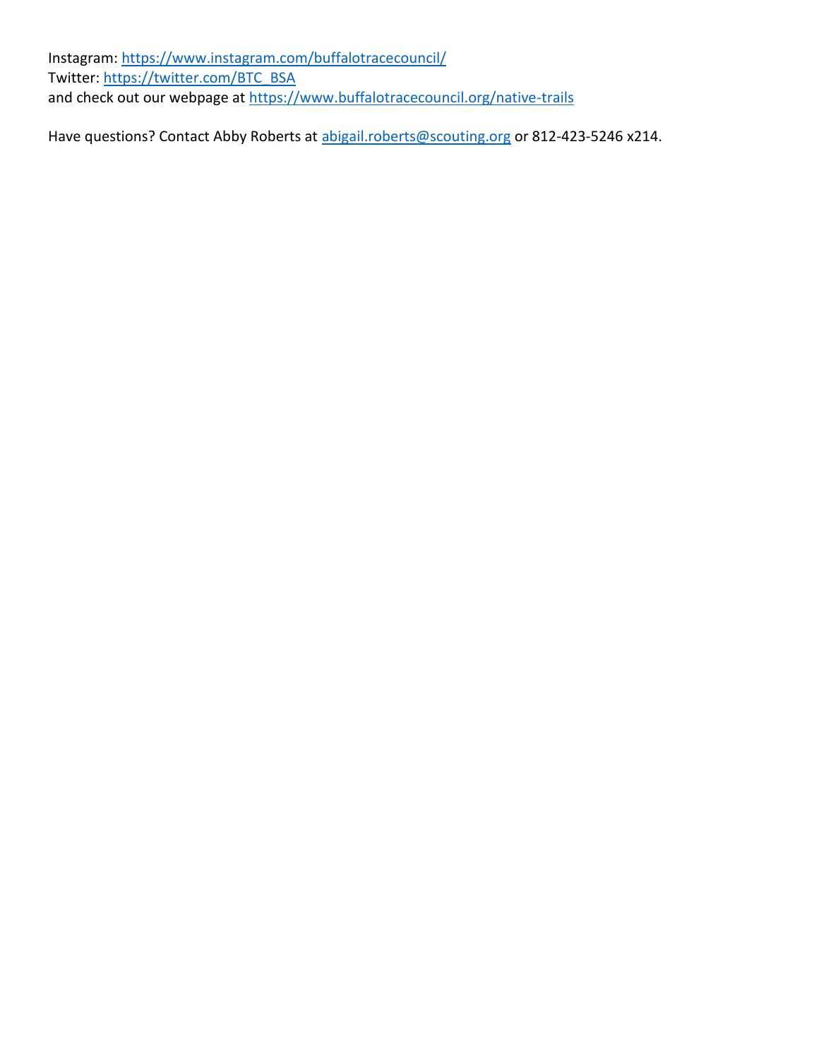Instagram: https://www.instagram.com/buffalotracecouncil/
Twitter: https://twitter.com/BTC_BSA
and check out our webpage at https://www.buffalotracecouncil.org/native-trails

Have questions? Contact Abby Roberts at abigail.roberts@scouting.org or 812-423-5246 x214.